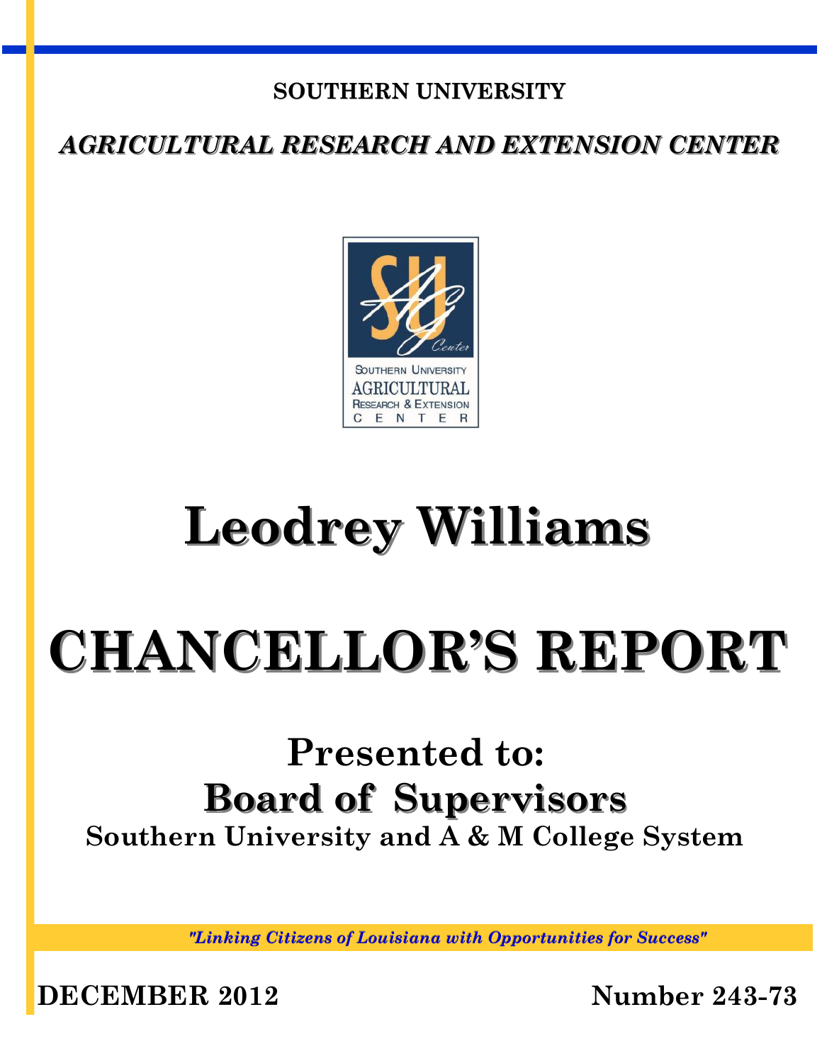**SOUTHERN UNIVERSITY**

***AGRICULTURAL RESEARCH AND EXTENSION CENTER***

# Leodrey Williams

# CHANCELLOR'S REPORT

## Presented to:

## Board of Supervisors

**Southern University and A & M College System**

*"Linking Citizens of Louisiana with Opportunities for Success"*

**DECEMBER 2012** **Number 243-73**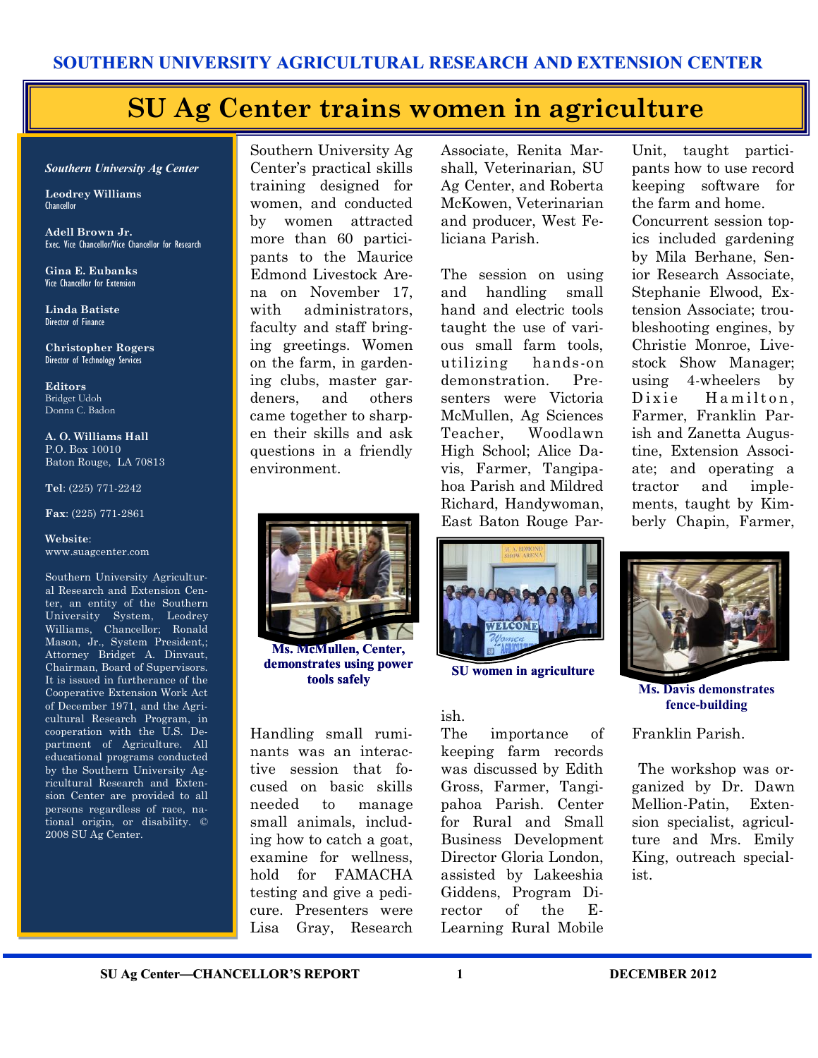SOUTHERN UNIVERSITY AGRICULTURAL RESEARCH AND EXTENSION CENTER

# SU Ag Center trains women in agriculture

*Southern University Ag Center*

**Leodrey Williams**
Chancellor

**Adell Brown Jr.**
Exec. Vice Chancellor/Vice Chancellor for Research

**Gina E. Eubanks**
Vice Chancellor for Extension

**Linda Batiste**
Director of Finance

**Christopher Rogers**
Director of Technology Services

**Editors**
Bridget Udoh
Donna C. Badon

**A. O. Williams Hall**
P.O. Box 10010
Baton Rouge, LA 70813

**Tel**: (225) 771-2242

**Fax**: (225) 771-2861

**Website**:
www.suagcenter.com

Southern University Agricultural Research and Extension Center, an entity of the Southern University System, Leodrey Williams, Chancellor; Ronald Mason, Jr., System President,; Attorney Bridget A. Dinvaut, Chairman, Board of Supervisors. It is issued in furtherance of the Cooperative Extension Work Act of December 1971, and the Agricultural Research Program, in cooperation with the U.S. Department of Agriculture. All educational programs conducted by the Southern University Agricultural Research and Extension Center are provided to all persons regardless of race, national origin, or disability. © 2008 SU Ag Center.

Southern University Ag Center's practical skills training designed for women, and conducted by women attracted more than 60 participants to the Maurice Edmond Livestock Arena on November 17, with administrators, faculty and staff bringing greetings. Women on the farm, in gardening clubs, master gardeners, and others came together to sharpen their skills and ask questions in a friendly environment.

Ms. McMullen, Center, demonstrates using power tools safely

Handling small ruminants was an interactive session that focused on basic skills needed to manage small animals, including how to catch a goat, examine for wellness, hold for FAMACHA testing and give a pedicure. Presenters were Lisa Gray, Research Associate, Renita Marshall, Veterinarian, SU Ag Center, and Roberta McKowen, Veterinarian and producer, West Feliciana Parish.

The session on using and handling small hand and electric tools taught the use of various small farm tools, utilizing hands-on demonstration. Presenters were Victoria McMullen, Ag Sciences Teacher, Woodlawn High School; Alice Davis, Farmer, Tangipahoa Parish and Mildred Richard, Handywoman, East Baton Rouge Parish.

SU women in agriculture

The importance of keeping farm records was discussed by Edith Gross, Farmer, Tangipahoa Parish. Center for Rural and Small Business Development Director Gloria London, assisted by Lakeeshia Giddens, Program Director of the E-Learning Rural Mobile Unit, taught participants how to use record keeping software for the farm and home.

Concurrent session topics included gardening by Mila Berhane, Senior Research Associate, Stephanie Elwood, Extension Associate; troubleshooting engines, by Christie Monroe, Livestock Show Manager; using 4-wheelers by Dixie Hamilton, Farmer, Franklin Parish and Zanetta Augustine, Extension Associate; and operating a tractor and implements, taught by Kimberly Chapin, Farmer, Franklin Parish.

Ms. Davis demonstrates fence-building

The workshop was organized by Dr. Dawn Mellion-Patin, Extension specialist, agriculture and Mrs. Emily King, outreach specialist.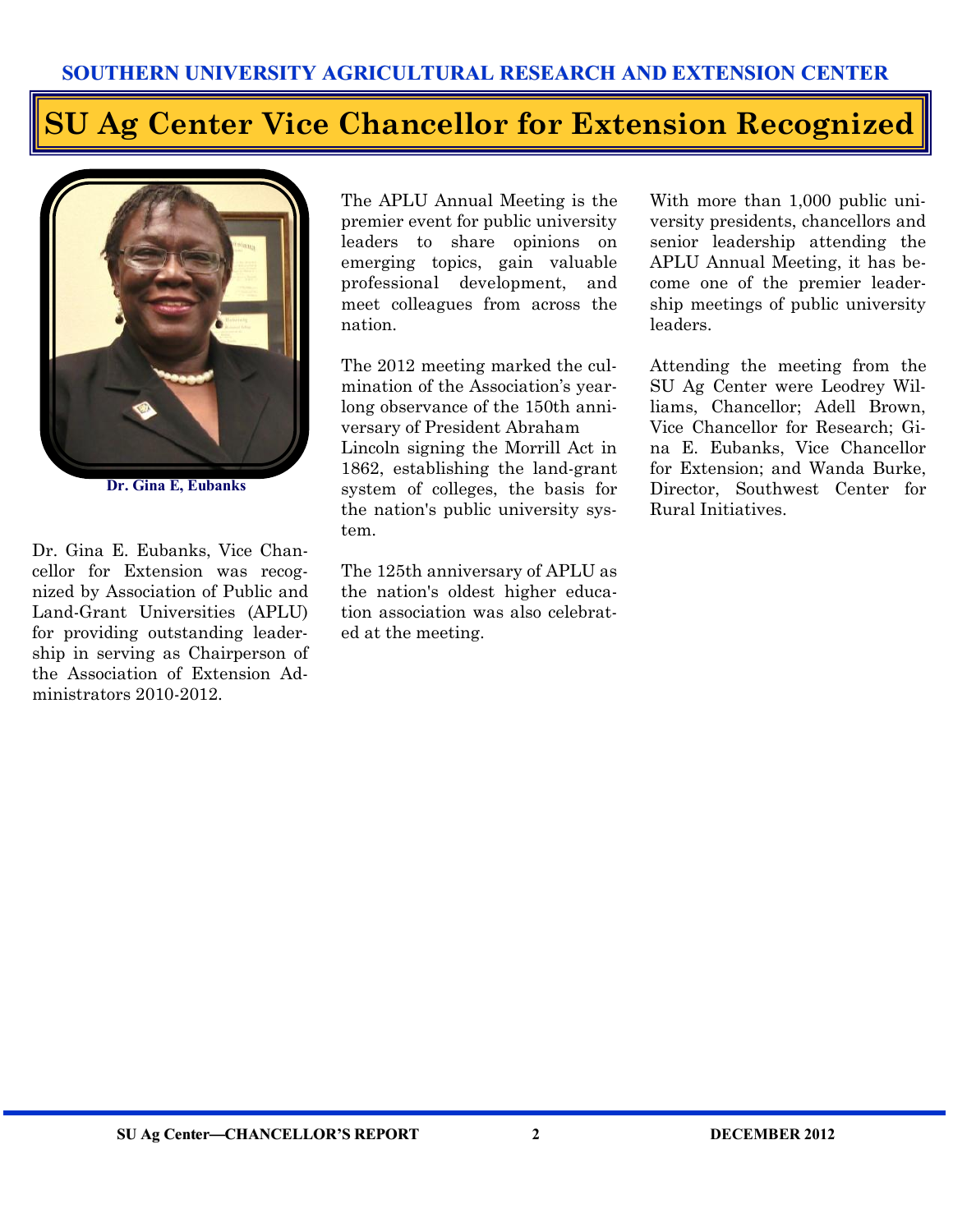SOUTHERN UNIVERSITY AGRICULTURAL RESEARCH AND EXTENSION CENTER

# SU Ag Center Vice Chancellor for Extension Recognized

Dr. Gina E, Eubanks

Dr. Gina E. Eubanks, Vice Chancellor for Extension was recognized by Association of Public and Land-Grant Universities (APLU) for providing outstanding leadership in serving as Chairperson of the Association of Extension Administrators 2010-2012.

The APLU Annual Meeting is the premier event for public university leaders to share opinions on emerging topics, gain valuable professional development, and meet colleagues from across the nation.

The 2012 meeting marked the culmination of the Association's yearlong observance of the 150th anniversary of President Abraham Lincoln signing the Morrill Act in 1862, establishing the land-grant system of colleges, the basis for the nation's public university system.

The 125th anniversary of APLU as the nation's oldest higher education association was also celebrated at the meeting.

With more than 1,000 public university presidents, chancellors and senior leadership attending the APLU Annual Meeting, it has become one of the premier leadership meetings of public university leaders.

Attending the meeting from the SU Ag Center were Leodrey Williams, Chancellor; Adell Brown, Vice Chancellor for Research; Gina E. Eubanks, Vice Chancellor for Extension; and Wanda Burke, Director, Southwest Center for Rural Initiatives.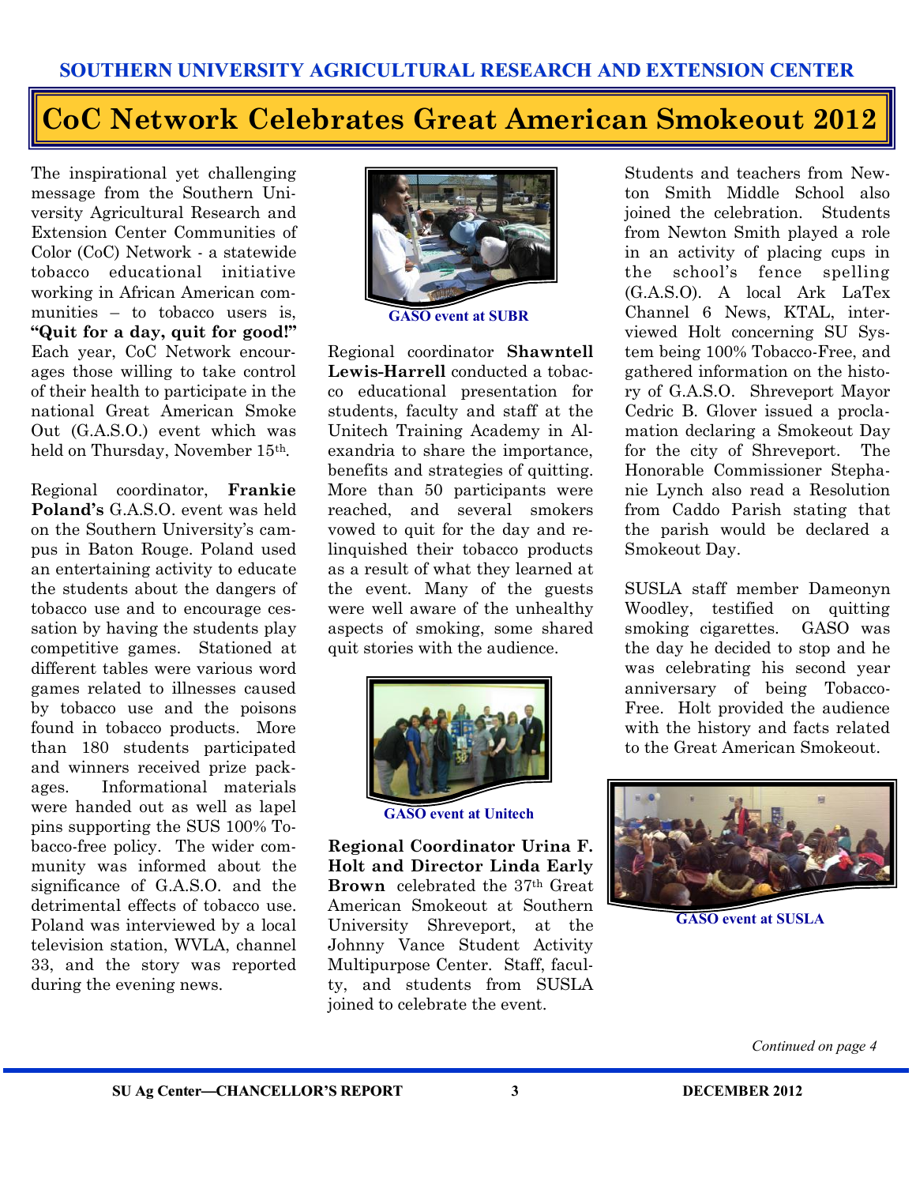SOUTHERN UNIVERSITY AGRICULTURAL RESEARCH AND EXTENSION CENTER

# CoC Network Celebrates Great American Smokeout 2012

The inspirational yet challenging message from the Southern University Agricultural Research and Extension Center Communities of Color (CoC) Network - a statewide tobacco educational initiative working in African American communities – to tobacco users is, **"Quit for a day, quit for good!"** Each year, CoC Network encourages those willing to take control of their health to participate in the national Great American Smoke Out (G.A.S.O.) event which was held on Thursday, November 15th.

Regional coordinator, **Frankie Poland's** G.A.S.O. event was held on the Southern University's campus in Baton Rouge. Poland used an entertaining activity to educate the students about the dangers of tobacco use and to encourage cessation by having the students play competitive games. Stationed at different tables were various word games related to illnesses caused by tobacco use and the poisons found in tobacco products. More than 180 students participated and winners received prize packages. Informational materials were handed out as well as lapel pins supporting the SUS 100% Tobacco-free policy. The wider community was informed about the significance of G.A.S.O. and the detrimental effects of tobacco use. Poland was interviewed by a local television station, WVLA, channel 33, and the story was reported during the evening news.

GASO event at SUBR

Regional coordinator **Shawntell Lewis-Harrell** conducted a tobacco educational presentation for students, faculty and staff at the Unitech Training Academy in Alexandria to share the importance, benefits and strategies of quitting. More than 50 participants were reached, and several smokers vowed to quit for the day and relinquished their tobacco products as a result of what they learned at the event. Many of the guests were well aware of the unhealthy aspects of smoking, some shared quit stories with the audience.

GASO event at Unitech

**Regional Coordinator Urina F. Holt and Director Linda Early Brown** celebrated the 37th Great American Smokeout at Southern University Shreveport, at the Johnny Vance Student Activity Multipurpose Center. Staff, faculty, and students from SUSLA joined to celebrate the event.

Students and teachers from Newton Smith Middle School also joined the celebration. Students from Newton Smith played a role in an activity of placing cups in the school's fence spelling (G.A.S.O). A local Ark LaTex Channel 6 News, KTAL, interviewed Holt concerning SU System being 100% Tobacco-Free, and gathered information on the history of G.A.S.O. Shreveport Mayor Cedric B. Glover issued a proclamation declaring a Smokeout Day for the city of Shreveport. The Honorable Commissioner Stephanie Lynch also read a Resolution from Caddo Parish stating that the parish would be declared a Smokeout Day.

SUSLA staff member Dameonyn Woodley, testified on quitting smoking cigarettes. GASO was the day he decided to stop and he was celebrating his second year anniversary of being Tobacco-Free. Holt provided the audience with the history and facts related to the Great American Smokeout.

GASO event at SUSLA

*Continued on page 4*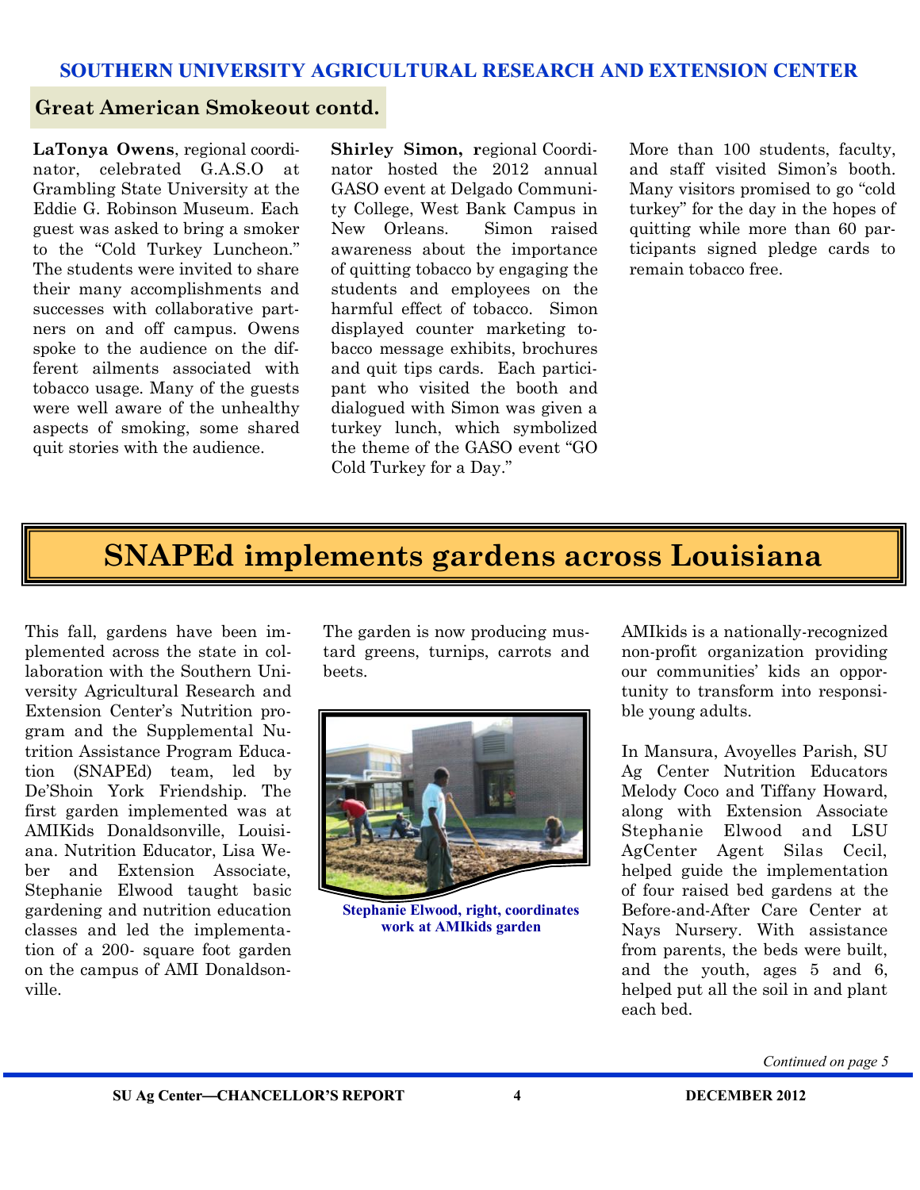## Great American Smokeout contd.

**LaTonya Owens**, regional coordinator, celebrated G.A.S.O at Grambling State University at the Eddie G. Robinson Museum. Each guest was asked to bring a smoker to the "Cold Turkey Luncheon." The students were invited to share their many accomplishments and successes with collaborative partners on and off campus. Owens spoke to the audience on the different ailments associated with tobacco usage. Many of the guests were well aware of the unhealthy aspects of smoking, some shared quit stories with the audience.

**Shirley Simon, r**egional Coordinator hosted the 2012 annual GASO event at Delgado Community College, West Bank Campus in New Orleans. Simon raised awareness about the importance of quitting tobacco by engaging the students and employees on the harmful effect of tobacco. Simon displayed counter marketing tobacco message exhibits, brochures and quit tips cards. Each participant who visited the booth and dialogued with Simon was given a turkey lunch, which symbolized the theme of the GASO event "GO Cold Turkey for a Day."

More than 100 students, faculty, and staff visited Simon's booth. Many visitors promised to go "cold turkey" for the day in the hopes of quitting while more than 60 participants signed pledge cards to remain tobacco free.

# SNAPEd implements gardens across Louisiana

This fall, gardens have been implemented across the state in collaboration with the Southern University Agricultural Research and Extension Center's Nutrition program and the Supplemental Nutrition Assistance Program Education (SNAPEd) team, led by De'Shoin York Friendship. The first garden implemented was at AMIKids Donaldsonville, Louisiana. Nutrition Educator, Lisa Weber and Extension Associate, Stephanie Elwood taught basic gardening and nutrition education classes and led the implementation of a 200- square foot garden on the campus of AMI Donaldsonville.

The garden is now producing mustard greens, turnips, carrots and beets.

Stephanie Elwood, right, coordinates work at AMIkids garden

AMIkids is a nationally-recognized non-profit organization providing our communities' kids an opportunity to transform into responsible young adults.

In Mansura, Avoyelles Parish, SU Ag Center Nutrition Educators Melody Coco and Tiffany Howard, along with Extension Associate Stephanie Elwood and LSU AgCenter Agent Silas Cecil, helped guide the implementation of four raised bed gardens at the Before-and-After Care Center at Nays Nursery. With assistance from parents, the beds were built, and the youth, ages 5 and 6, helped put all the soil in and plant each bed.

*Continued on page 5*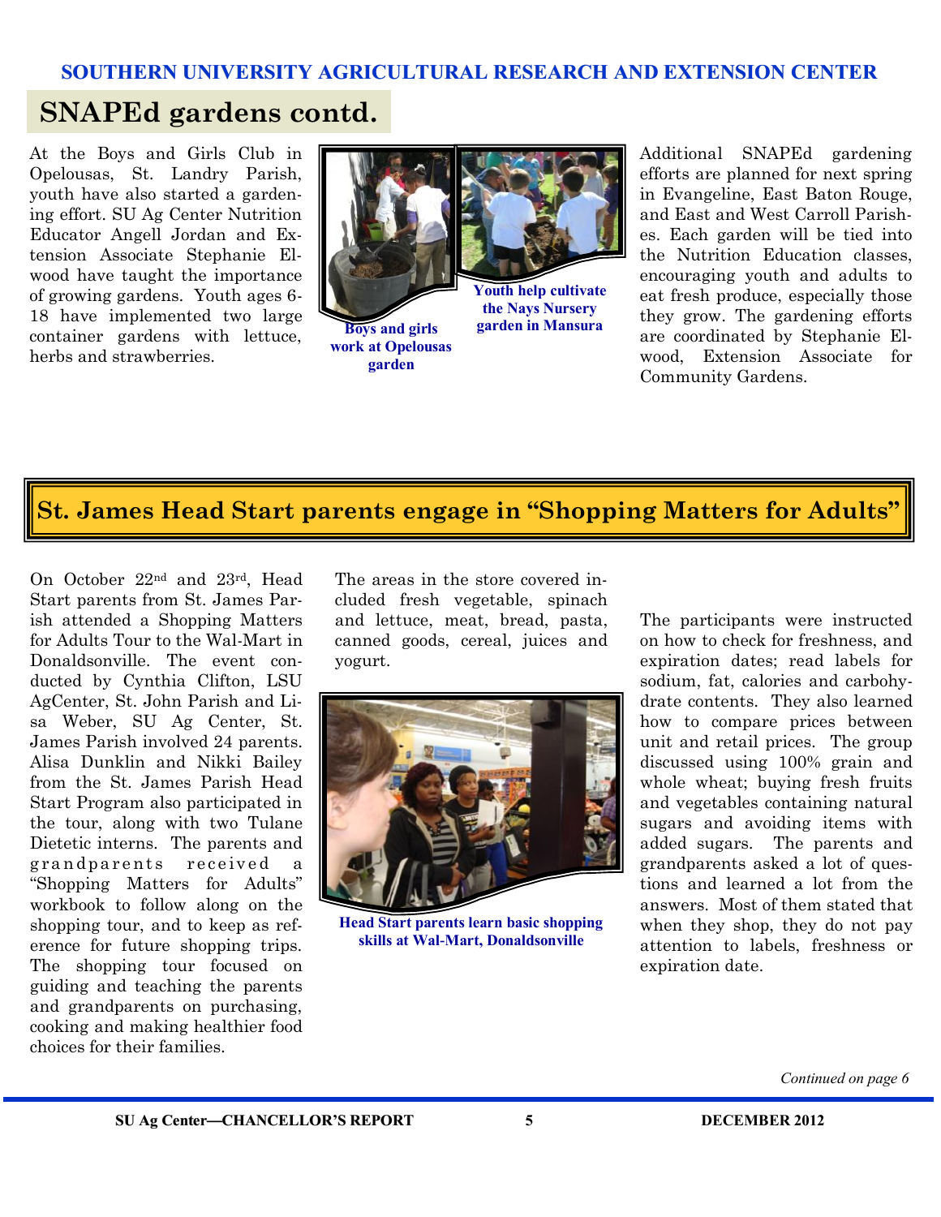## SNAPEd gardens contd.

At the Boys and Girls Club in Opelousas, St. Landry Parish, youth have also started a gardening effort. SU Ag Center Nutrition Educator Angell Jordan and Extension Associate Stephanie Elwood have taught the importance of growing gardens. Youth ages 6-18 have implemented two large container gardens with lettuce, herbs and strawberries.

**Boys and girls work at Opelousas garden**

**Youth help cultivate the Nays Nursery garden in Mansura**

Additional SNAPEd gardening efforts are planned for next spring in Evangeline, East Baton Rouge, and East and West Carroll Parishes. Each garden will be tied into the Nutrition Education classes, encouraging youth and adults to eat fresh produce, especially those they grow. The gardening efforts are coordinated by Stephanie Elwood, Extension Associate for Community Gardens.

## St. James Head Start parents engage in "Shopping Matters for Adults"

On October 22nd and 23rd, Head Start parents from St. James Parish attended a Shopping Matters for Adults Tour to the Wal-Mart in Donaldsonville. The event conducted by Cynthia Clifton, LSU AgCenter, St. John Parish and Lisa Weber, SU Ag Center, St. James Parish involved 24 parents. Alisa Dunklin and Nikki Bailey from the St. James Parish Head Start Program also participated in the tour, along with two Tulane Dietetic interns. The parents and grandparents received a "Shopping Matters for Adults" workbook to follow along on the shopping tour, and to keep as reference for future shopping trips. The shopping tour focused on guiding and teaching the parents and grandparents on purchasing, cooking and making healthier food choices for their families.

The areas in the store covered included fresh vegetable, spinach and lettuce, meat, bread, pasta, canned goods, cereal, juices and yogurt.

**Head Start parents learn basic shopping skills at Wal-Mart, Donaldsonville**

The participants were instructed on how to check for freshness, and expiration dates; read labels for sodium, fat, calories and carbohydrate contents. They also learned how to compare prices between unit and retail prices. The group discussed using 100% grain and whole wheat; buying fresh fruits and vegetables containing natural sugars and avoiding items with added sugars. The parents and grandparents asked a lot of questions and learned a lot from the answers. Most of them stated that when they shop, they do not pay attention to labels, freshness or expiration date.

*Continued on page 6*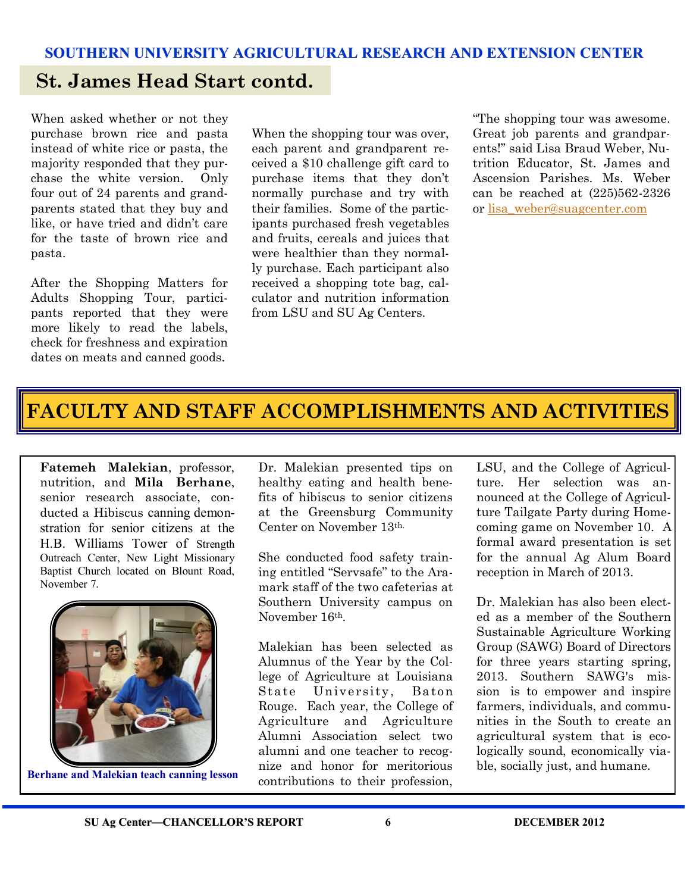## St. James Head Start contd.

When asked whether or not they purchase brown rice and pasta instead of white rice or pasta, the majority responded that they purchase the white version. Only four out of 24 parents and grandparents stated that they buy and like, or have tried and didn't care for the taste of brown rice and pasta.

After the Shopping Matters for Adults Shopping Tour, participants reported that they were more likely to read the labels, check for freshness and expiration dates on meats and canned goods.

When the shopping tour was over, each parent and grandparent received a $10 challenge gift card to purchase items that they don't normally purchase and try with their families. Some of the participants purchased fresh vegetables and fruits, cereals and juices that were healthier than they normally purchase. Each participant also received a shopping tote bag, calculator and nutrition information from LSU and SU Ag Centers.

"The shopping tour was awesome. Great job parents and grandparents!" said Lisa Braud Weber, Nutrition Educator, St. James and Ascension Parishes. Ms. Weber can be reached at (225)562-2326 or lisa_weber@suagcenter.com

# FACULTY AND STAFF ACCOMPLISHMENTS AND ACTIVITIES

**Fatemeh Malekian**, professor, nutrition, and **Mila Berhane**, senior research associate, conducted a Hibiscus canning demonstration for senior citizens at the H.B. Williams Tower of Strength Outreach Center, New Light Missionary Baptist Church located on Blount Road, November 7.

Berhane and Malekian teach canning lesson

Dr. Malekian presented tips on healthy eating and health benefits of hibiscus to senior citizens at the Greensburg Community Center on November 13th.

She conducted food safety training entitled "Servsafe" to the Aramark staff of the two cafeterias at Southern University campus on November 16th.

Malekian has been selected as Alumnus of the Year by the College of Agriculture at Louisiana State University, Baton Rouge. Each year, the College of Agriculture and Agriculture Alumni Association select two alumni and one teacher to recognize and honor for meritorious contributions to their profession, LSU, and the College of Agriculture. Her selection was announced at the College of Agriculture Tailgate Party during Homecoming game on November 10. A formal award presentation is set for the annual Ag Alum Board reception in March of 2013.

Dr. Malekian has also been elected as a member of the Southern Sustainable Agriculture Working Group (SAWG) Board of Directors for three years starting spring, 2013. Southern SAWG's mission is to empower and inspire farmers, individuals, and communities in the South to create an agricultural system that is ecologically sound, economically viable, socially just, and humane.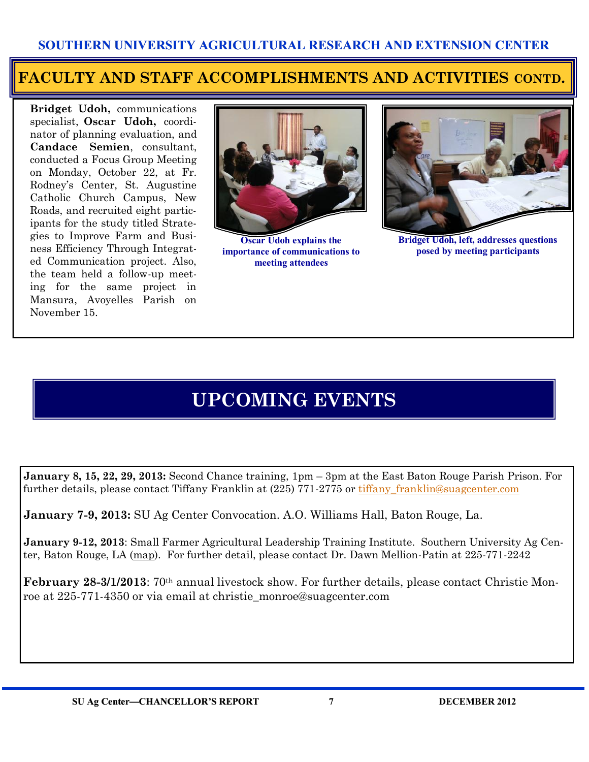## FACULTY AND STAFF ACCOMPLISHMENTS AND ACTIVITIES CONTD.

**Bridget Udoh,** communications specialist, **Oscar Udoh,** coordinator of planning evaluation, and **Candace Semien**, consultant, conducted a Focus Group Meeting on Monday, October 22, at Fr. Rodney's Center, St. Augustine Catholic Church Campus, New Roads, and recruited eight participants for the study titled Strategies to Improve Farm and Business Efficiency Through Integrated Communication project. Also, the team held a follow-up meeting for the same project in Mansura, Avoyelles Parish on November 15.

Oscar Udoh explains the importance of communications to meeting attendees

Bridget Udoh, left, addresses questions posed by meeting participants

# UPCOMING EVENTS

**January 8, 15, 22, 29, 2013:** Second Chance training, 1pm – 3pm at the East Baton Rouge Parish Prison. For further details, please contact Tiffany Franklin at (225) 771-2775 or tiffany_franklin@suagcenter.com

**January 7-9, 2013:** SU Ag Center Convocation. A.O. Williams Hall, Baton Rouge, La.

**January 9-12, 2013**: Small Farmer Agricultural Leadership Training Institute. Southern University Ag Center, Baton Rouge, LA (map). For further detail, please contact Dr. Dawn Mellion-Patin at 225-771-2242

**February 28-3/1/2013**: 70th annual livestock show. For further details, please contact Christie Monroe at 225-771-4350 or via email at christie_monroe@suagcenter.com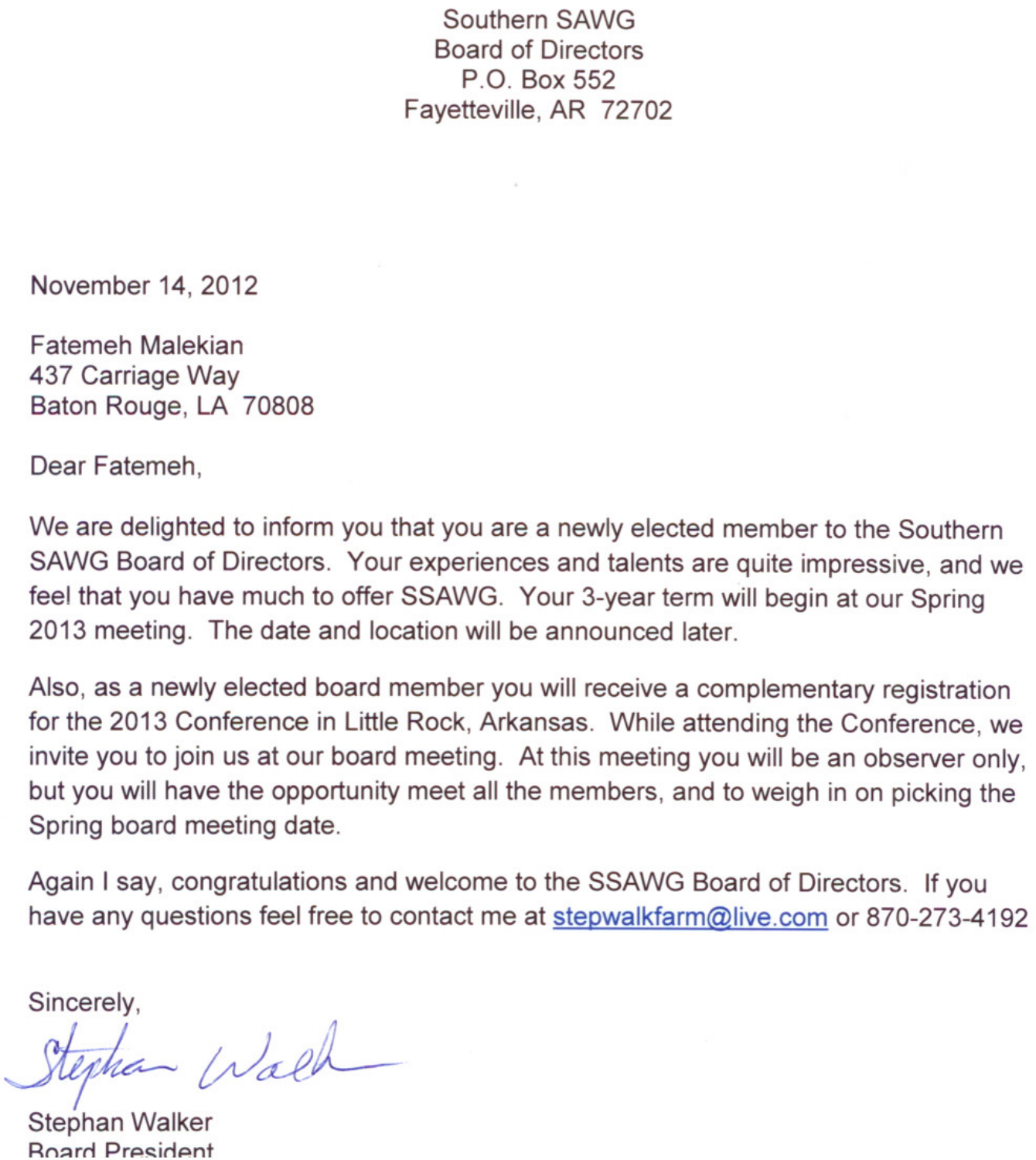Southern SAWG
Board of Directors
P.O. Box 552
Fayetteville, AR 72702

November 14, 2012

Fatemeh Malekian
437 Carriage Way
Baton Rouge, LA 70808

Dear Fatemeh,

We are delighted to inform you that you are a newly elected member to the Southern SAWG Board of Directors. Your experiences and talents are quite impressive, and we feel that you have much to offer SSAWG. Your 3-year term will begin at our Spring 2013 meeting. The date and location will be announced later.

Also, as a newly elected board member you will receive a complementary registration for the 2013 Conference in Little Rock, Arkansas. While attending the Conference, we invite you to join us at our board meeting. At this meeting you will be an observer only, but you will have the opportunity meet all the members, and to weigh in on picking the Spring board meeting date.

Again I say, congratulations and welcome to the SSAWG Board of Directors. If you have any questions feel free to contact me at stepwalkfarm@live.com or 870-273-4192

Sincerely,

Stephan Walker
Board President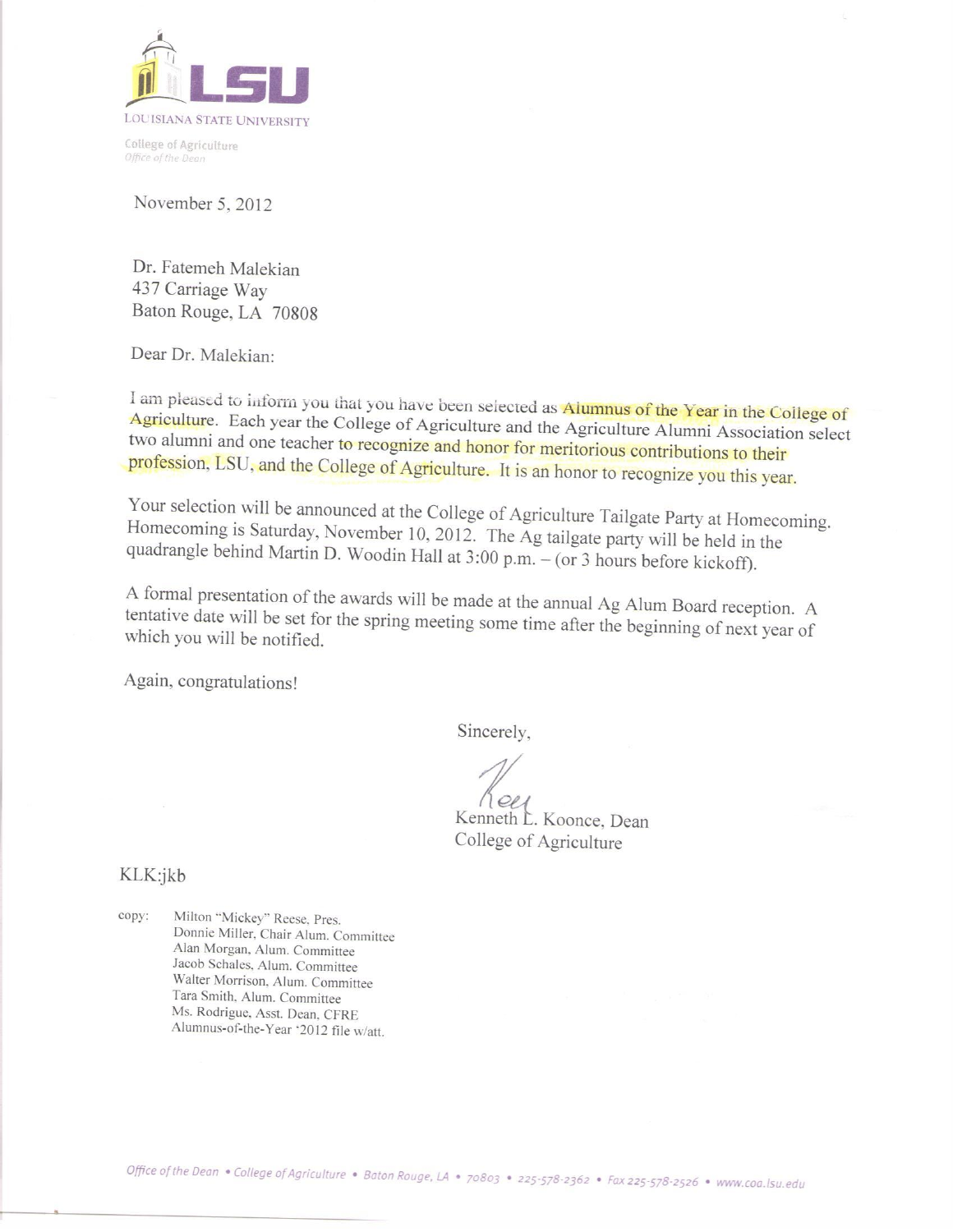LOUISIANA STATE UNIVERSITY

College of Agriculture
*Office of the Dean*

November 5, 2012

Dr. Fatemeh Malekian
437 Carriage Way
Baton Rouge, LA 70808

Dear Dr. Malekian:

I am pleased to inform you that you have been selected as Alumnus of the Year in the College of Agriculture. Each year the College of Agriculture and the Agriculture Alumni Association select two alumni and one teacher to recognize and honor for meritorious contributions to their profession, LSU, and the College of Agriculture. It is an honor to recognize you this year.

Your selection will be announced at the College of Agriculture Tailgate Party at Homecoming. Homecoming is Saturday, November 10, 2012. The Ag tailgate party will be held in the quadrangle behind Martin D. Woodin Hall at 3:00 p.m. – (or 3 hours before kickoff).

A formal presentation of the awards will be made at the annual Ag Alum Board reception. A tentative date will be set for the spring meeting some time after the beginning of next year of which you will be notified.

Again, congratulations!

Sincerely,

Kenneth L. Koonce, Dean
College of Agriculture

KLK:jkb

copy: Milton "Mickey" Reese, Pres.
Donnie Miller, Chair Alum. Committee
Alan Morgan, Alum. Committee
Jacob Schales, Alum. Committee
Walter Morrison, Alum. Committee
Tara Smith, Alum. Committee
Ms. Rodrigue, Asst. Dean, CFRE
Alumnus-of-the-Year '2012 file w/att.

Office of the Dean • College of Agriculture • Baton Rouge, LA • 70803 • 225-578-2362 • Fax 225-578-2526 • www.coa.lsu.edu